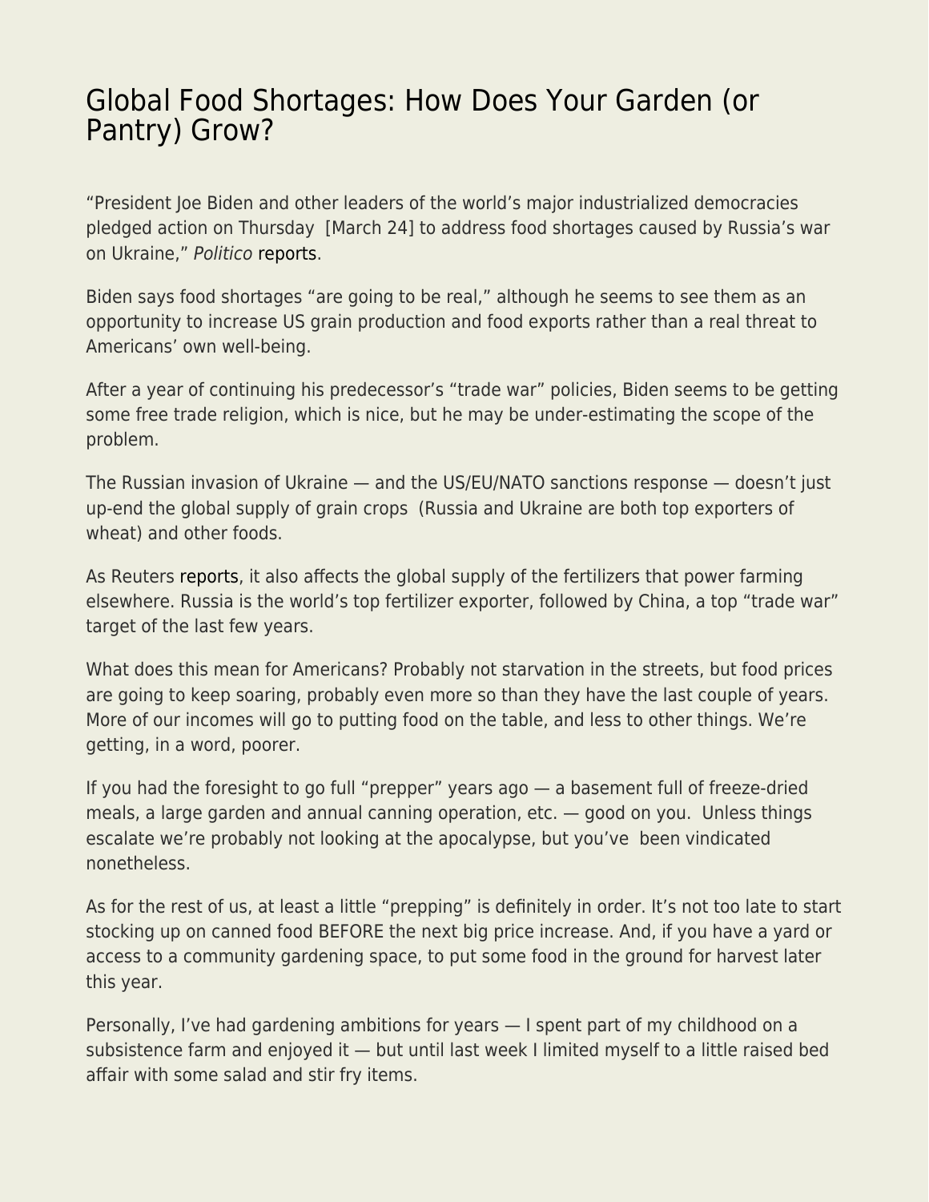# Global Food Shortages: How Does Your Garden (or Pantry) Grow?

"President Joe Biden and other leaders of the world's major industrialized democracies pledged action on Thursday [March 24] to address food shortages caused by Russia's war on Ukraine," *Politico* reports.

Biden says food shortages "are going to be real," although he seems to see them as an opportunity to increase US grain production and food exports rather than a real threat to Americans' own well-being.

After a year of continuing his predecessor's "trade war" policies, Biden seems to be getting some free trade religion, which is nice, but he may be under-estimating the scope of the problem.

The Russian invasion of Ukraine — and the US/EU/NATO sanctions response — doesn't just up-end the global supply of grain crops (Russia and Ukraine are both top exporters of wheat) and other foods.

As Reuters reports, it also affects the global supply of the fertilizers that power farming elsewhere. Russia is the world's top fertilizer exporter, followed by China, a top "trade war" target of the last few years.

What does this mean for Americans? Probably not starvation in the streets, but food prices are going to keep soaring, probably even more so than they have the last couple of years. More of our incomes will go to putting food on the table, and less to other things. We're getting, in a word, poorer.

If you had the foresight to go full "prepper" years ago — a basement full of freeze-dried meals, a large garden and annual canning operation, etc. — good on you. Unless things escalate we're probably not looking at the apocalypse, but you've been vindicated nonetheless.

As for the rest of us, at least a little "prepping" is definitely in order. It's not too late to start stocking up on canned food BEFORE the next big price increase. And, if you have a yard or access to a community gardening space, to put some food in the ground for harvest later this year.

Personally, I've had gardening ambitions for years — I spent part of my childhood on a subsistence farm and enjoyed it — but until last week I limited myself to a little raised bed affair with some salad and stir fry items.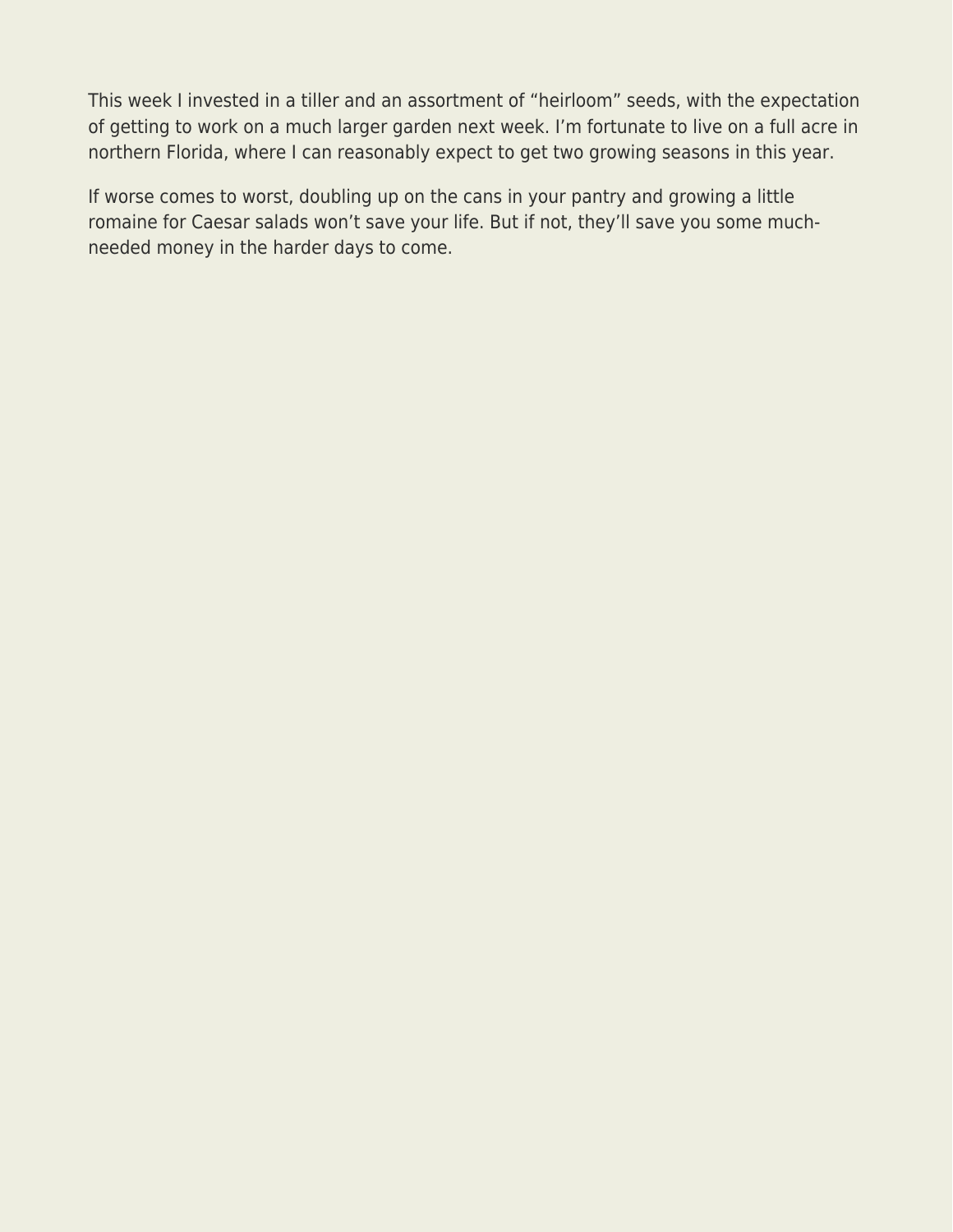This week I invested in a tiller and an assortment of “heirloom” seeds, with the expectation of getting to work on a much larger garden next week. I’m fortunate to live on a full acre in northern Florida, where I can reasonably expect to get two growing seasons in this year.

If worse comes to worst, doubling up on the cans in your pantry and growing a little romaine for Caesar salads won’t save your life. But if not, they’ll save you some much-needed money in the harder days to come.